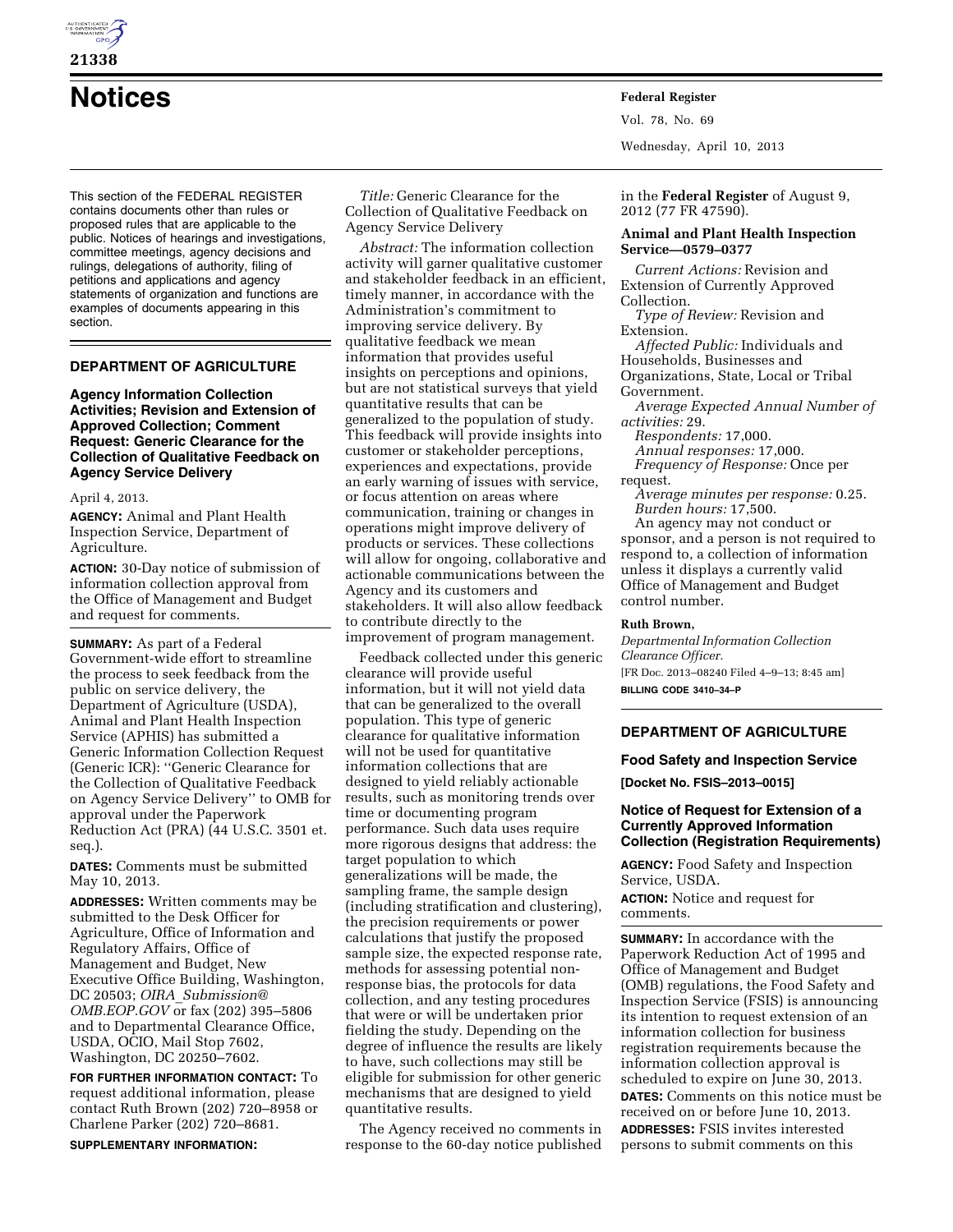# Notices

This section of the FEDERAL REGISTER contains documents other than rules or proposed rules that are applicable to the public. Notices of hearings and investigations, committee meetings, agency decisions and rulings, delegations of authority, filing of petitions and applications and agency statements of organization and functions are examples of documents appearing in this section.

## DEPARTMENT OF AGRICULTURE

### Agency Information Collection Activities; Revision and Extension of Approved Collection; Comment Request: Generic Clearance for the Collection of Qualitative Feedback on Agency Service Delivery

April 4, 2013.

**AGENCY:** Animal and Plant Health Inspection Service, Department of Agriculture.

**ACTION:** 30-Day notice of submission of information collection approval from the Office of Management and Budget and request for comments.

**SUMMARY:** As part of a Federal Government-wide effort to streamline the process to seek feedback from the public on service delivery, the Department of Agriculture (USDA), Animal and Plant Health Inspection Service (APHIS) has submitted a Generic Information Collection Request (Generic ICR): ''Generic Clearance for the Collection of Qualitative Feedback on Agency Service Delivery'' to OMB for approval under the Paperwork Reduction Act (PRA) (44 U.S.C. 3501 et. seq.).

**DATES:** Comments must be submitted May 10, 2013.

**ADDRESSES:** Written comments may be submitted to the Desk Officer for Agriculture, Office of Information and Regulatory Affairs, Office of Management and Budget, New Executive Office Building, Washington, DC 20503; *OIRA_Submission@OMB.EOP.GOV* or fax (202) 395–5806 and to Departmental Clearance Office, USDA, OCIO, Mail Stop 7602, Washington, DC 20250–7602.

**FOR FURTHER INFORMATION CONTACT:** To request additional information, please contact Ruth Brown (202) 720–8958 or Charlene Parker (202) 720–8681.

**SUPPLEMENTARY INFORMATION:**

*Title:* Generic Clearance for the Collection of Qualitative Feedback on Agency Service Delivery

*Abstract:* The information collection activity will garner qualitative customer and stakeholder feedback in an efficient, timely manner, in accordance with the Administration's commitment to improving service delivery. By qualitative feedback we mean information that provides useful insights on perceptions and opinions, but are not statistical surveys that yield quantitative results that can be generalized to the population of study. This feedback will provide insights into customer or stakeholder perceptions, experiences and expectations, provide an early warning of issues with service, or focus attention on areas where communication, training or changes in operations might improve delivery of products or services. These collections will allow for ongoing, collaborative and actionable communications between the Agency and its customers and stakeholders. It will also allow feedback to contribute directly to the improvement of program management.

Feedback collected under this generic clearance will provide useful information, but it will not yield data that can be generalized to the overall population. This type of generic clearance for qualitative information will not be used for quantitative information collections that are designed to yield reliably actionable results, such as monitoring trends over time or documenting program performance. Such data uses require more rigorous designs that address: the target population to which generalizations will be made, the sampling frame, the sample design (including stratification and clustering), the precision requirements or power calculations that justify the proposed sample size, the expected response rate, methods for assessing potential non-response bias, the protocols for data collection, and any testing procedures that were or will be undertaken prior fielding the study. Depending on the degree of influence the results are likely to have, such collections may still be eligible for submission for other generic mechanisms that are designed to yield quantitative results.

The Agency received no comments in response to the 60-day notice published in the **Federal Register** of August 9, 2012 (77 FR 47590).

**Animal and Plant Health Inspection Service—0579–0377**

*Current Actions:* Revision and Extension of Currently Approved Collection.

*Type of Review:* Revision and Extension.

*Affected Public:* Individuals and Households, Businesses and Organizations, State, Local or Tribal Government.

*Average Expected Annual Number of activities:* 29.

*Respondents:* 17,000.

*Annual responses:* 17,000.

*Frequency of Response:* Once per request.

*Average minutes per response:* 0.25.

*Burden hours:* 17,500.

An agency may not conduct or sponsor, and a person is not required to respond to, a collection of information unless it displays a currently valid Office of Management and Budget control number.

**Ruth Brown,**

*Departmental Information Collection Clearance Officer.*

[FR Doc. 2013–08240 Filed 4–9–13; 8:45 am]

**BILLING CODE 3410–34–P**

## DEPARTMENT OF AGRICULTURE

### Food Safety and Inspection Service

**[Docket No. FSIS–2013–0015]**

### Notice of Request for Extension of a Currently Approved Information Collection (Registration Requirements)

**AGENCY:** Food Safety and Inspection Service, USDA.

**ACTION:** Notice and request for comments.

**SUMMARY:** In accordance with the Paperwork Reduction Act of 1995 and Office of Management and Budget (OMB) regulations, the Food Safety and Inspection Service (FSIS) is announcing its intention to request extension of an information collection for business registration requirements because the information collection approval is scheduled to expire on June 30, 2013.

**DATES:** Comments on this notice must be received on or before June 10, 2013.

**ADDRESSES:** FSIS invites interested persons to submit comments on this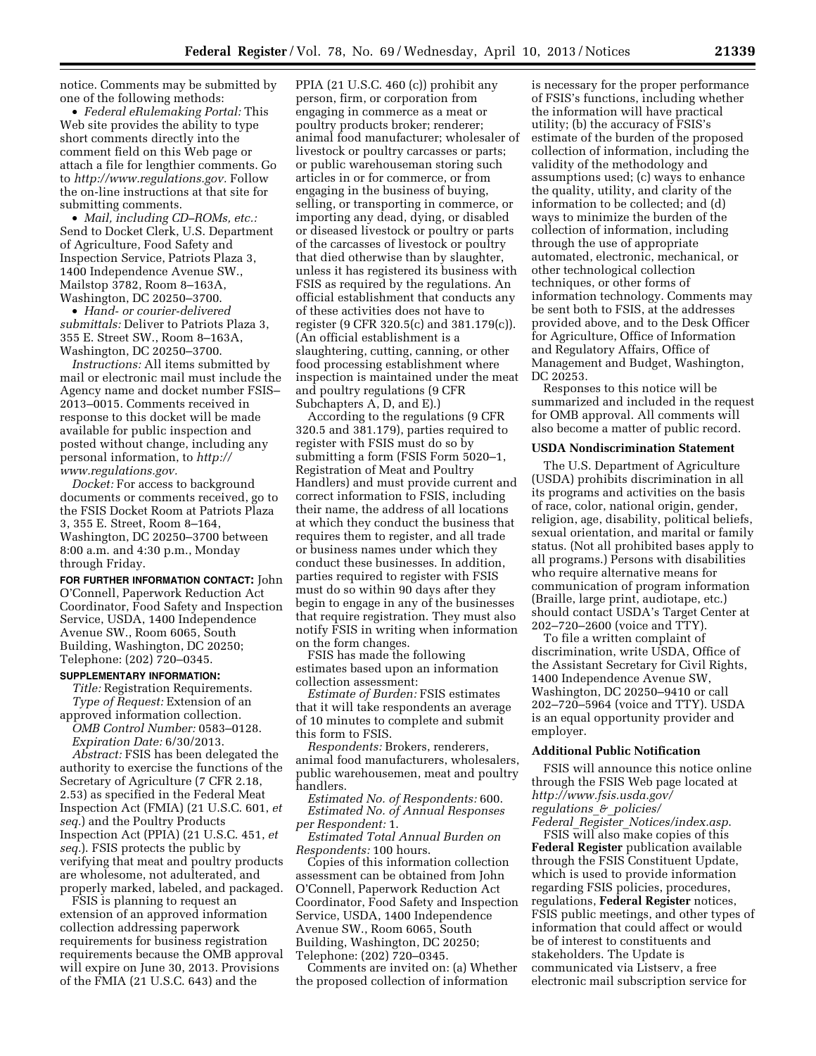notice. Comments may be submitted by one of the following methods:

- *Federal eRulemaking Portal:* This Web site provides the ability to type short comments directly into the comment field on this Web page or attach a file for lengthier comments. Go to *http://www.regulations.gov.* Follow the on-line instructions at that site for submitting comments.
- *Mail, including CD–ROMs, etc.:* Send to Docket Clerk, U.S. Department of Agriculture, Food Safety and Inspection Service, Patriots Plaza 3, 1400 Independence Avenue SW., Mailstop 3782, Room 8–163A, Washington, DC 20250–3700.
- *Hand- or courier-delivered submittals:* Deliver to Patriots Plaza 3, 355 E. Street SW., Room 8–163A, Washington, DC 20250–3700.

*Instructions:* All items submitted by mail or electronic mail must include the Agency name and docket number FSIS–2013–0015. Comments received in response to this docket will be made available for public inspection and posted without change, including any personal information, to *http://www.regulations.gov.*

*Docket:* For access to background documents or comments received, go to the FSIS Docket Room at Patriots Plaza 3, 355 E. Street, Room 8–164, Washington, DC 20250–3700 between 8:00 a.m. and 4:30 p.m., Monday through Friday.

**FOR FURTHER INFORMATION CONTACT:** John O'Connell, Paperwork Reduction Act Coordinator, Food Safety and Inspection Service, USDA, 1400 Independence Avenue SW., Room 6065, South Building, Washington, DC 20250; Telephone: (202) 720–0345.

**SUPPLEMENTARY INFORMATION:**

*Title:* Registration Requirements.

*Type of Request:* Extension of an approved information collection.

*OMB Control Number:* 0583–0128.

*Expiration Date:* 6/30/2013.

*Abstract:* FSIS has been delegated the authority to exercise the functions of the Secretary of Agriculture (7 CFR 2.18, 2.53) as specified in the Federal Meat Inspection Act (FMIA) (21 U.S.C. 601, *et seq.*) and the Poultry Products Inspection Act (PPIA) (21 U.S.C. 451, *et seq.*). FSIS protects the public by verifying that meat and poultry products are wholesome, not adulterated, and properly marked, labeled, and packaged.

FSIS is planning to request an extension of an approved information collection addressing paperwork requirements for business registration requirements because the OMB approval will expire on June 30, 2013. Provisions of the FMIA (21 U.S.C. 643) and the PPIA (21 U.S.C. 460 (c)) prohibit any person, firm, or corporation from engaging in commerce as a meat or poultry products broker; renderer; animal food manufacturer; wholesaler of livestock or poultry carcasses or parts; or public warehouseman storing such articles in or for commerce, or from engaging in the business of buying, selling, or transporting in commerce, or importing any dead, dying, or disabled or diseased livestock or poultry or parts of the carcasses of livestock or poultry that died otherwise than by slaughter, unless it has registered its business with FSIS as required by the regulations. An official establishment that conducts any of these activities does not have to register (9 CFR 320.5(c) and 381.179(c)). (An official establishment is a slaughtering, cutting, canning, or other food processing establishment where inspection is maintained under the meat and poultry regulations (9 CFR Subchapters A, D, and E).)

According to the regulations (9 CFR 320.5 and 381.179), parties required to register with FSIS must do so by submitting a form (FSIS Form 5020–1, Registration of Meat and Poultry Handlers) and must provide current and correct information to FSIS, including their name, the address of all locations at which they conduct the business that requires them to register, and all trade or business names under which they conduct these businesses. In addition, parties required to register with FSIS must do so within 90 days after they begin to engage in any of the businesses that require registration. They must also notify FSIS in writing when information on the form changes.

FSIS has made the following estimates based upon an information collection assessment:

*Estimate of Burden:* FSIS estimates that it will take respondents an average of 10 minutes to complete and submit this form to FSIS.

*Respondents:* Brokers, renderers, animal food manufacturers, wholesalers, public warehousemen, meat and poultry handlers.

*Estimated No. of Respondents:* 600.

*Estimated No. of Annual Responses per Respondent:* 1.

*Estimated Total Annual Burden on Respondents:* 100 hours.

Copies of this information collection assessment can be obtained from John O'Connell, Paperwork Reduction Act Coordinator, Food Safety and Inspection Service, USDA, 1400 Independence Avenue SW., Room 6065, South Building, Washington, DC 20250; Telephone: (202) 720–0345.

Comments are invited on: (a) Whether the proposed collection of information is necessary for the proper performance of FSIS's functions, including whether the information will have practical utility; (b) the accuracy of FSIS's estimate of the burden of the proposed collection of information, including the validity of the methodology and assumptions used; (c) ways to enhance the quality, utility, and clarity of the information to be collected; and (d) ways to minimize the burden of the collection of information, including through the use of appropriate automated, electronic, mechanical, or other technological collection techniques, or other forms of information technology. Comments may be sent both to FSIS, at the addresses provided above, and to the Desk Officer for Agriculture, Office of Information and Regulatory Affairs, Office of Management and Budget, Washington, DC 20253.

Responses to this notice will be summarized and included in the request for OMB approval. All comments will also become a matter of public record.

**USDA Nondiscrimination Statement**

The U.S. Department of Agriculture (USDA) prohibits discrimination in all its programs and activities on the basis of race, color, national origin, gender, religion, age, disability, political beliefs, sexual orientation, and marital or family status. (Not all prohibited bases apply to all programs.) Persons with disabilities who require alternative means for communication of program information (Braille, large print, audiotape, etc.) should contact USDA's Target Center at 202–720–2600 (voice and TTY).

To file a written complaint of discrimination, write USDA, Office of the Assistant Secretary for Civil Rights, 1400 Independence Avenue SW, Washington, DC 20250–9410 or call 202–720–5964 (voice and TTY). USDA is an equal opportunity provider and employer.

**Additional Public Notification**

FSIS will announce this notice online through the FSIS Web page located at *http://www.fsis.usda.gov/regulations_&_policies/Federal_Register_Notices/index.asp.*

FSIS will also make copies of this **Federal Register** publication available through the FSIS Constituent Update, which is used to provide information regarding FSIS policies, procedures, regulations, **Federal Register** notices, FSIS public meetings, and other types of information that could affect or would be of interest to constituents and stakeholders. The Update is communicated via Listserv, a free electronic mail subscription service for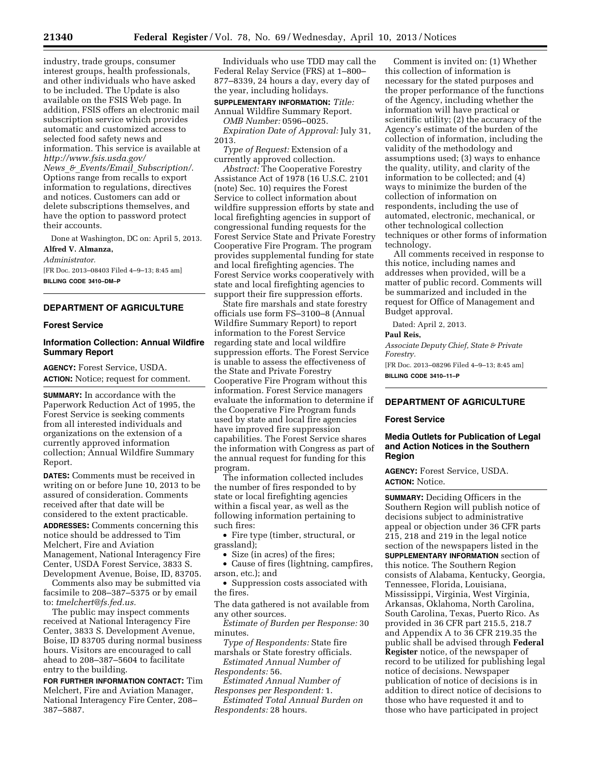industry, trade groups, consumer interest groups, health professionals, and other individuals who have asked to be included. The Update is also available on the FSIS Web page. In addition, FSIS offers an electronic mail subscription service which provides automatic and customized access to selected food safety news and information. This service is available at *http://www.fsis.usda.gov/News_&_Events/Email_Subscription/*. Options range from recalls to export information to regulations, directives and notices. Customers can add or delete subscriptions themselves, and have the option to password protect their accounts.

Done at Washington, DC on: April 5, 2013.

**Alfred V. Almanza,**

*Administrator.*

[FR Doc. 2013–08403 Filed 4–9–13; 8:45 am]

**BILLING CODE 3410–DM–P**

---

## DEPARTMENT OF AGRICULTURE

### Forest Service

### Information Collection: Annual Wildfire Summary Report

**AGENCY:** Forest Service, USDA.

**ACTION:** Notice; request for comment.

**SUMMARY:** In accordance with the Paperwork Reduction Act of 1995, the Forest Service is seeking comments from all interested individuals and organizations on the extension of a currently approved information collection; Annual Wildfire Summary Report.

**DATES:** Comments must be received in writing on or before June 10, 2013 to be assured of consideration. Comments received after that date will be considered to the extent practicable.

**ADDRESSES:** Comments concerning this notice should be addressed to Tim Melchert, Fire and Aviation Management, National Interagency Fire Center, USDA Forest Service, 3833 S. Development Avenue, Boise, ID, 83705.

Comments also may be submitted via facsimile to 208–387–5375 or by email to: *tmelchert@fs.fed.us.*

The public may inspect comments received at National Interagency Fire Center, 3833 S. Development Avenue, Boise, ID 83705 during normal business hours. Visitors are encouraged to call ahead to 208–387–5604 to facilitate entry to the building.

**FOR FURTHER INFORMATION CONTACT:** Tim Melchert, Fire and Aviation Manager, National Interagency Fire Center, 208–387–5887.

Individuals who use TDD may call the Federal Relay Service (FRS) at 1–800–877–8339, 24 hours a day, every day of the year, including holidays.

**SUPPLEMENTARY INFORMATION:** *Title:* Annual Wildfire Summary Report.

*OMB Number:* 0596–0025.

*Expiration Date of Approval:* July 31, 2013.

*Type of Request:* Extension of a currently approved collection.

*Abstract:* The Cooperative Forestry Assistance Act of 1978 (16 U.S.C. 2101 (note) Sec. 10) requires the Forest Service to collect information about wildfire suppression efforts by state and local firefighting agencies in support of congressional funding requests for the Forest Service State and Private Forestry Cooperative Fire Program. The program provides supplemental funding for state and local firefighting agencies. The Forest Service works cooperatively with state and local firefighting agencies to support their fire suppression efforts.

State fire marshals and state forestry officials use form FS–3100–8 (Annual Wildfire Summary Report) to report information to the Forest Service regarding state and local wildfire suppression efforts. The Forest Service is unable to assess the effectiveness of the State and Private Forestry Cooperative Fire Program without this information. Forest Service managers evaluate the information to determine if the Cooperative Fire Program funds used by state and local fire agencies have improved fire suppression capabilities. The Forest Service shares the information with Congress as part of the annual request for funding for this program.

The information collected includes the number of fires responded to by state or local firefighting agencies within a fiscal year, as well as the following information pertaining to such fires:

- Fire type (timber, structural, or grassland);
- Size (in acres) of the fires;
- Cause of fires (lightning, campfires, arson, etc.); and
- Suppression costs associated with the fires.

The data gathered is not available from any other sources.

*Estimate of Burden per Response:* 30 minutes.

*Type of Respondents:* State fire marshals or State forestry officials.

*Estimated Annual Number of Respondents:* 56.

*Estimated Annual Number of Responses per Respondent:* 1.

*Estimated Total Annual Burden on Respondents:* 28 hours.

Comment is invited on: (1) Whether this collection of information is necessary for the stated purposes and the proper performance of the functions of the Agency, including whether the information will have practical or scientific utility; (2) the accuracy of the Agency's estimate of the burden of the collection of information, including the validity of the methodology and assumptions used; (3) ways to enhance the quality, utility, and clarity of the information to be collected; and (4) ways to minimize the burden of the collection of information on respondents, including the use of automated, electronic, mechanical, or other technological collection techniques or other forms of information technology.

All comments received in response to this notice, including names and addresses when provided, will be a matter of public record. Comments will be summarized and included in the request for Office of Management and Budget approval.

Dated: April 2, 2013.

**Paul Reis,**

*Associate Deputy Chief, State & Private Forestry.*

[FR Doc. 2013–08296 Filed 4–9–13; 8:45 am]

**BILLING CODE 3410–11–P**

---

## DEPARTMENT OF AGRICULTURE

### Forest Service

### Media Outlets for Publication of Legal and Action Notices in the Southern Region

**AGENCY:** Forest Service, USDA.

**ACTION:** Notice.

**SUMMARY:** Deciding Officers in the Southern Region will publish notice of decisions subject to administrative appeal or objection under 36 CFR parts 215, 218 and 219 in the legal notice section of the newspapers listed in the **SUPPLEMENTARY INFORMATION** section of this notice. The Southern Region consists of Alabama, Kentucky, Georgia, Tennessee, Florida, Louisiana, Mississippi, Virginia, West Virginia, Arkansas, Oklahoma, North Carolina, South Carolina, Texas, Puerto Rico. As provided in 36 CFR part 215.5, 218.7 and Appendix A to 36 CFR 219.35 the public shall be advised through **Federal Register** notice, of the newspaper of record to be utilized for publishing legal notice of decisions. Newspaper publication of notice of decisions is in addition to direct notice of decisions to those who have requested it and to those who have participated in project